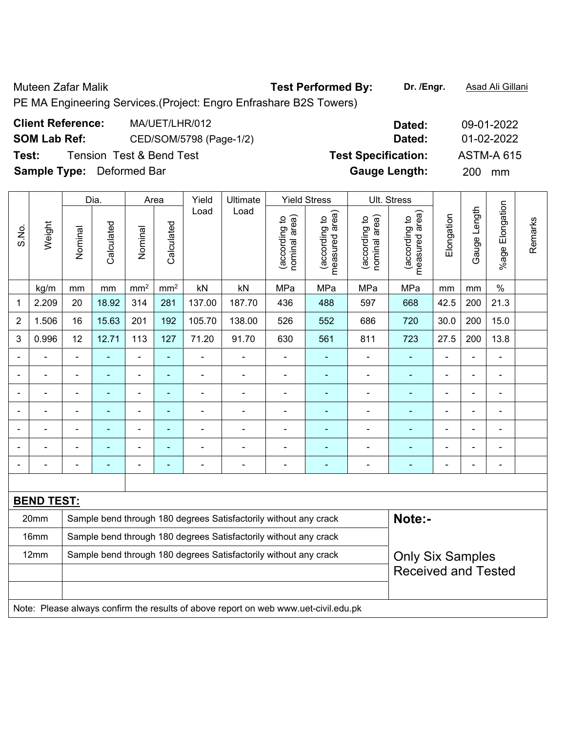Muteen Zafar Malik **Test Performed By:** **Dr. /Engr.** Asad Ali Gillani

PE MA Engineering Services.(Project: Engro Enfrashare B2S Towers)

**Client Reference:** MA/UET/LHR/012 **Dated:** 09-01-2022

**SOM Lab Ref:** CED/SOM/5798 (Page-1/2) **Dated:** 01-02-2022

**Test:** Tension Test & Bend Test **Test Specification:** ASTM-A 615

**Sample Type:** Deformed Bar **Gauge Length:** 200 mm

| S.No. | Weight | Dia. | | Area | | Yield Load | Ultimate Load | Yield Stress | | Ult. Stress | | Elongation | Gauge Length | %age Elongation | Remarks |
|---|---|---|---|---|---|---|---|---|---|---|---|---|---|---|---|
| | | Nominal | Calculated | Nominal | Calculated | | | (according to nominal area) | (according to measured area) | (according to nominal area) | (according to measured area) | | | | |
| | kg/m | mm | mm | mm² | mm² | kN | kN | MPa | MPa | MPa | MPa | mm | mm | % | |
| 1 | 2.209 | 20 | 18.92 | 314 | 281 | 137.00 | 187.70 | 436 | 488 | 597 | 668 | 42.5 | 200 | 21.3 | |
| 2 | 1.506 | 16 | 15.63 | 201 | 192 | 105.70 | 138.00 | 526 | 552 | 686 | 720 | 30.0 | 200 | 15.0 | |
| 3 | 0.996 | 12 | 12.71 | 113 | 127 | 71.20 | 91.70 | 630 | 561 | 811 | 723 | 27.5 | 200 | 13.8 | |
| - | - | - | - | - | - | - | - | - | - | - | - | - | - | - | |
| - | - | - | - | - | - | - | - | - | - | - | - | - | - | - | |
| - | - | - | - | - | - | - | - | - | - | - | - | - | - | - | |
| - | - | - | - | - | - | - | - | - | - | - | - | - | - | - | |
| - | - | - | - | - | - | - | - | - | - | - | - | - | - | - | |
| - | - | - | - | - | - | - | - | - | - | - | - | - | - | - | |
| - | - | - | - | - | - | - | - | - | - | - | - | - | - | - | |

**BEND TEST:**

| | | |
|---|---|---|
| 20mm | Sample bend through 180 degrees Satisfactorily without any crack | **Note:-** |
| 16mm | Sample bend through 180 degrees Satisfactorily without any crack | |
| 12mm | Sample bend through 180 degrees Satisfactorily without any crack | Only Six Samples Received and Tested |

Note: Please always confirm the results of above report on web www.uet-civil.edu.pk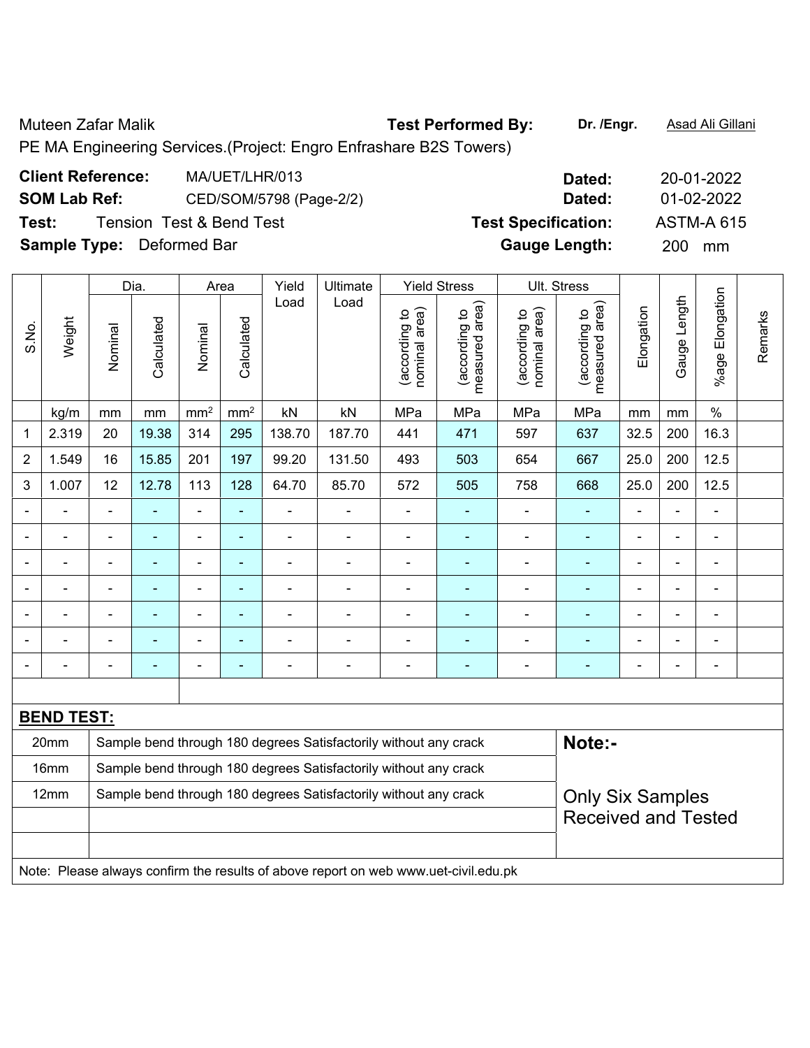Muteen Zafar Malik **Test Performed By:** **Dr. /Engr.** Asad Ali Gillani

PE MA Engineering Services.(Project: Engro Enfrashare B2S Towers)

**Client Reference:** MA/UET/LHR/013 **Dated:** 20-01-2022

**SOM Lab Ref:** CED/SOM/5798 (Page-2/2) **Dated:** 01-02-2022

**Test:** Tension Test & Bend Test **Test Specification:** ASTM-A 615

**Sample Type:** Deformed Bar **Gauge Length:** 200 mm

| S.No. | Weight | Dia. | | Area | | Yield Load | Ultimate Load | Yield Stress | | Ult. Stress | | Elongation | Gauge Length | %age Elongation | Remarks |
|---|---|---|---|---|---|---|---|---|---|---|---|---|---|---|---|
| | | Nominal | Calculated | Nominal | Calculated | | | (according to nominal area) | (according to measured area) | (according to nominal area) | (according to measured area) | | | | |
| | kg/m | mm | mm | mm² | mm² | kN | kN | MPa | MPa | MPa | MPa | mm | mm | % | |
| 1 | 2.319 | 20 | 19.38 | 314 | 295 | 138.70 | 187.70 | 441 | 471 | 597 | 637 | 32.5 | 200 | 16.3 | |
| 2 | 1.549 | 16 | 15.85 | 201 | 197 | 99.20 | 131.50 | 493 | 503 | 654 | 667 | 25.0 | 200 | 12.5 | |
| 3 | 1.007 | 12 | 12.78 | 113 | 128 | 64.70 | 85.70 | 572 | 505 | 758 | 668 | 25.0 | 200 | 12.5 | |
| - | - | - | - | - | - | - | - | - | - | - | - | - | - | - | |
| - | - | - | - | - | - | - | - | - | - | - | - | - | - | - | |
| - | - | - | - | - | - | - | - | - | - | - | - | - | - | - | |
| - | - | - | - | - | - | - | - | - | - | - | - | - | - | - | |
| - | - | - | - | - | - | - | - | - | - | - | - | - | - | - | |
| - | - | - | - | - | - | - | - | - | - | - | - | - | - | - | |
| - | - | - | - | - | - | - | - | - | - | - | - | - | - | - | |

**BEND TEST:**

| Size | Result |
|---|---|
| 20mm | Sample bend through 180 degrees Satisfactorily without any crack |
| 16mm | Sample bend through 180 degrees Satisfactorily without any crack |
| 12mm | Sample bend through 180 degrees Satisfactorily without any crack |

**Note:-**

Only Six Samples Received and Tested

Note: Please always confirm the results of above report on web www.uet-civil.edu.pk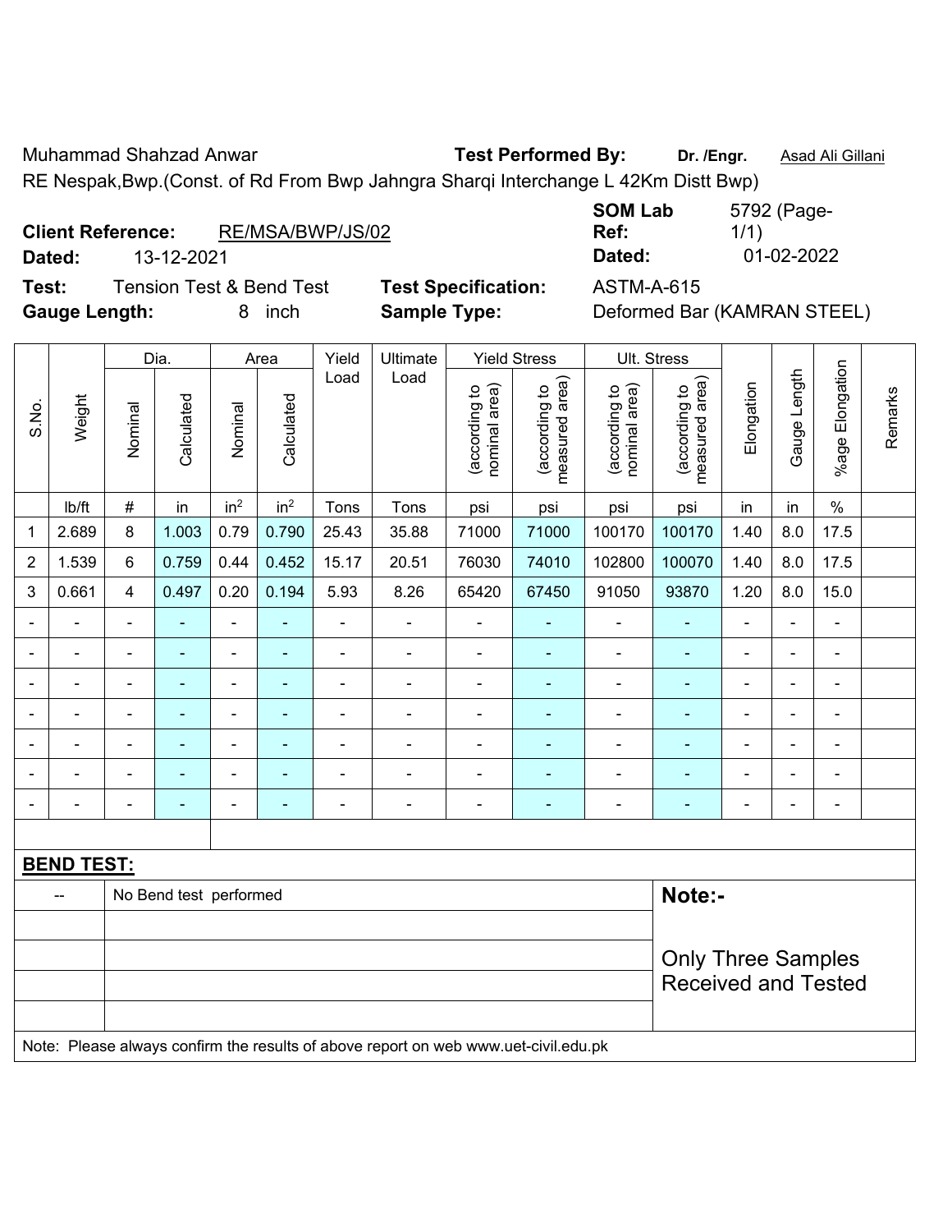Muhammad Shahzad Anwar **Test Performed By:** **Dr. /Engr.** Asad Ali Gillani

RE Nespak,Bwp.(Const. of Rd From Bwp Jahngra Sharqi Interchange L 42Km Distt Bwp)

**Client Reference:** RE/MSA/BWP/JS/02 **SOM Lab Ref:** 5792 (Page-1/1)

**Dated:** 13-12-2021 **Dated:** 01-02-2022

**Test:** Tension Test & Bend Test **Test Specification:** ASTM-A-615

**Gauge Length:** 8 inch **Sample Type:** Deformed Bar (KAMRAN STEEL)

| S.No. | Weight | Dia. | | Area | | Yield Load | Ultimate Load | Yield Stress | | Ult. Stress | | Elongation | Gauge Length | %age Elongation | Remarks |
|---|---|---|---|---|---|---|---|---|---|---|---|---|---|---|---|
| | | Nominal | Calculated | Nominal | Calculated | | | (according to nominal area) | (according to measured area) | (according to nominal area) | (according to measured area) | | | | |
| | lb/ft | # | in | $in^2$ | $in^2$ | Tons | Tons | psi | psi | psi | psi | in | in | % | |
| 1 | 2.689 | 8 | 1.003 | 0.79 | 0.790 | 25.43 | 35.88 | 71000 | 71000 | 100170 | 100170 | 1.40 | 8.0 | 17.5 | |
| 2 | 1.539 | 6 | 0.759 | 0.44 | 0.452 | 15.17 | 20.51 | 76030 | 74010 | 102800 | 100070 | 1.40 | 8.0 | 17.5 | |
| 3 | 0.661 | 4 | 0.497 | 0.20 | 0.194 | 5.93 | 8.26 | 65420 | 67450 | 91050 | 93870 | 1.20 | 8.0 | 15.0 | |
| - | - | - | - | - | - | - | - | - | - | - | - | - | - | - | |
| - | - | - | - | - | - | - | - | - | - | - | - | - | - | - | |
| - | - | - | - | - | - | - | - | - | - | - | - | - | - | - | |
| - | - | - | - | - | - | - | - | - | - | - | - | - | - | - | |
| - | - | - | - | - | - | - | - | - | - | - | - | - | - | - | |
| - | - | - | - | - | - | - | - | - | - | - | - | - | - | - | |
| - | - | - | - | - | - | - | - | - | - | - | - | - | - | - | |

**BEND TEST:**

| -- | No Bend test performed |
|---|---|

**Note:-**

Only Three Samples Received and Tested

Note: Please always confirm the results of above report on web www.uet-civil.edu.pk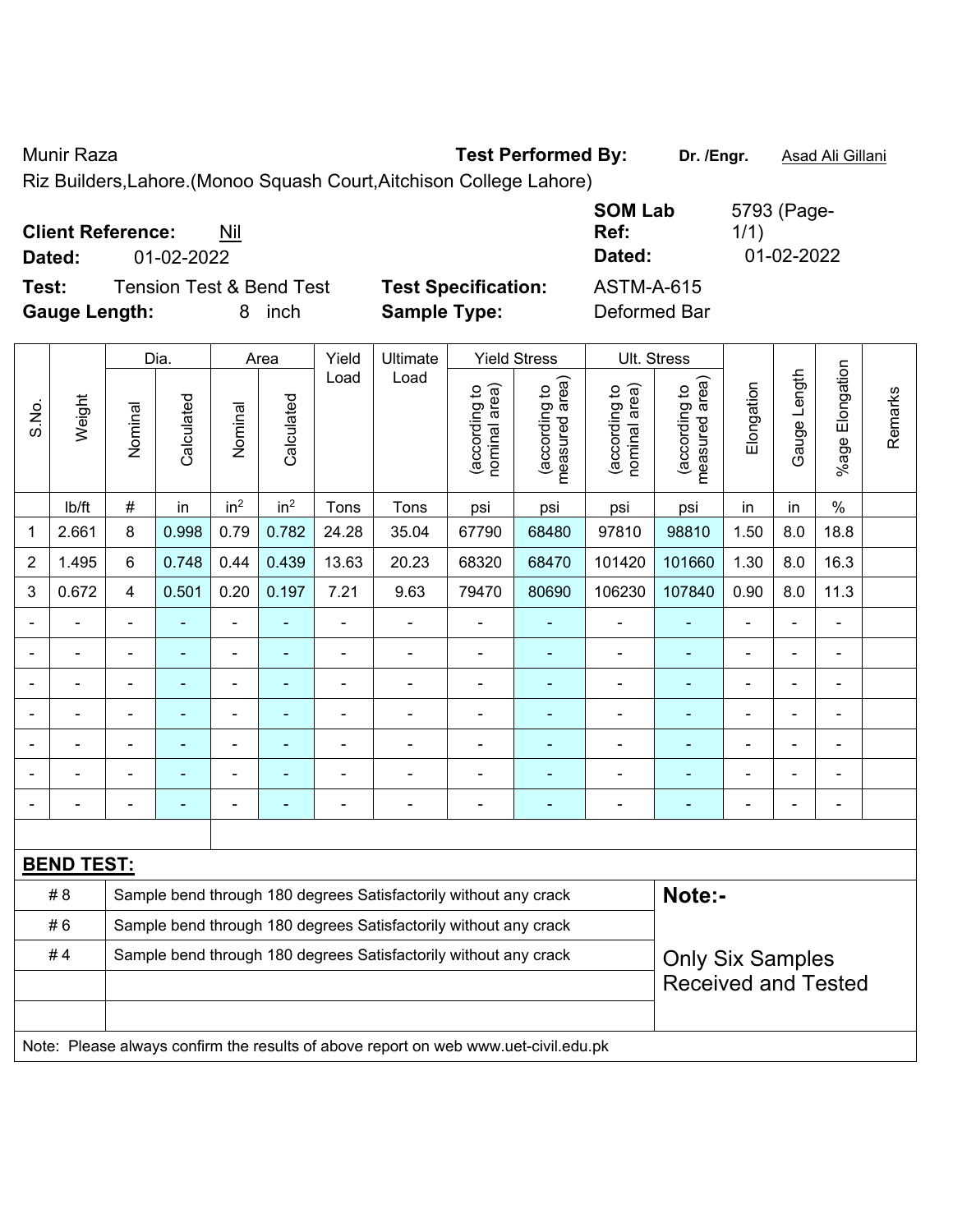Munir Raza | **Test Performed By:** **Dr. /Engr.** Asad Ali Gillani

Riz Builders,Lahore.(Monoo Squash Court,Aitchison College Lahore)

**Client Reference:** Nil | **SOM Lab Ref:** 5793 (Page-1/1)

**Dated:** 01-02-2022 | **Dated:** 01-02-2022

**Test:** Tension Test & Bend Test | **Test Specification:** ASTM-A-615

**Gauge Length:** 8 inch | **Sample Type:** Deformed Bar

| S.No. | Weight | Dia. | | Area | | Yield Load | Ultimate Load | Yield Stress | | Ult. Stress | | Elongation | Gauge Length | %age Elongation | Remarks |
|---|---|---|---|---|---|---|---|---|---|---|---|---|---|---|---|
| | | Nominal | Calculated | Nominal | Calculated | | | (according to nominal area) | (according to measured area) | (according to nominal area) | (according to measured area) | | | | |
| | lb/ft | # | in | in² | in² | Tons | Tons | psi | psi | psi | psi | in | in | % | |
| 1 | 2.661 | 8 | 0.998 | 0.79 | 0.782 | 24.28 | 35.04 | 67790 | 68480 | 97810 | 98810 | 1.50 | 8.0 | 18.8 | |
| 2 | 1.495 | 6 | 0.748 | 0.44 | 0.439 | 13.63 | 20.23 | 68320 | 68470 | 101420 | 101660 | 1.30 | 8.0 | 16.3 | |
| 3 | 0.672 | 4 | 0.501 | 0.20 | 0.197 | 7.21 | 9.63 | 79470 | 80690 | 106230 | 107840 | 0.90 | 8.0 | 11.3 | |
| - | - | - | - | - | - | - | - | - | - | - | - | - | - | - | |
| - | - | - | - | - | - | - | - | - | - | - | - | - | - | - | |
| - | - | - | - | - | - | - | - | - | - | - | - | - | - | - | |
| - | - | - | - | - | - | - | - | - | - | - | - | - | - | - | |
| - | - | - | - | - | - | - | - | - | - | - | - | - | - | - | |
| - | - | - | - | - | - | - | - | - | - | - | - | - | - | - | |
| - | - | - | - | - | - | - | - | - | - | - | - | - | - | - | |

**BEND TEST:**

| | | |
|---|---|---|
| # 8 | Sample bend through 180 degrees Satisfactorily without any crack | **Note:-** |
| # 6 | Sample bend through 180 degrees Satisfactorily without any crack | |
| # 4 | Sample bend through 180 degrees Satisfactorily without any crack | Only Six Samples Received and Tested |

Note: Please always confirm the results of above report on web www.uet-civil.edu.pk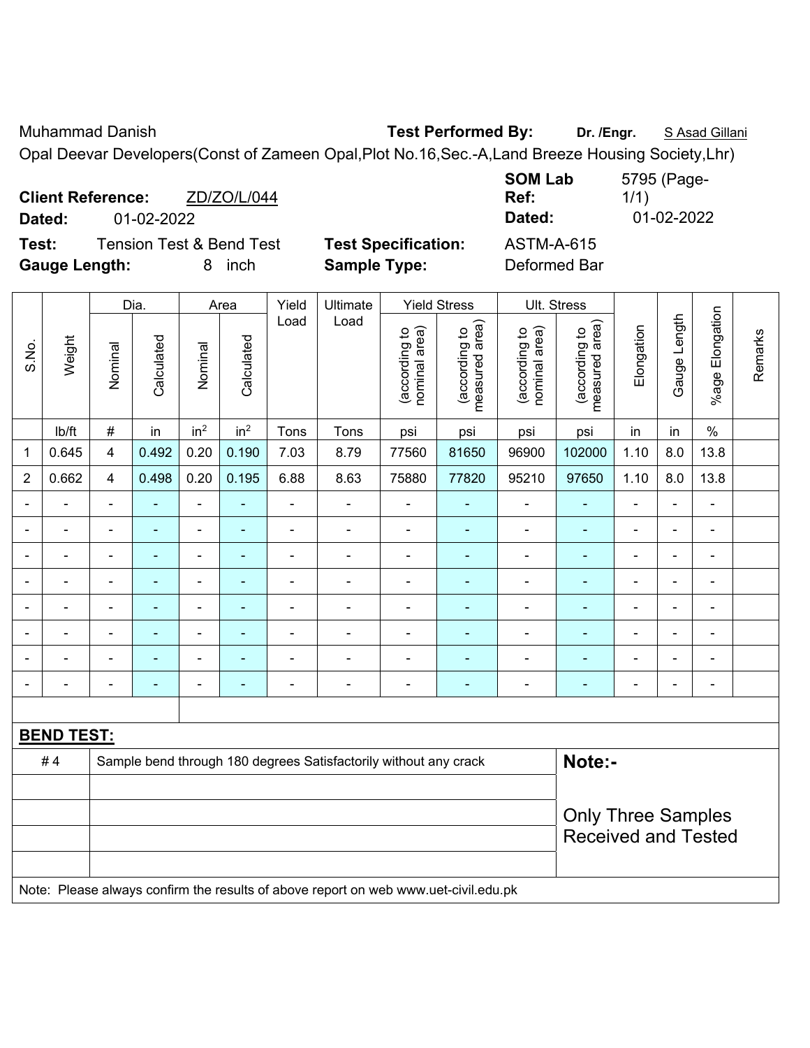Muhammad Danish **Test Performed By:** **Dr. /Engr.** S Asad Gillani

Opal Deevar Developers(Const of Zameen Opal,Plot No.16,Sec.-A,Land Breeze Housing Society,Lhr)

**Client Reference:** ZD/ZO/L/044 **SOM Lab Ref:** 5795 (Page-1/1)

**Dated:** 01-02-2022 **Dated:** 01-02-2022

**Test:** Tension Test & Bend Test **Test Specification:** ASTM-A-615

**Gauge Length:** 8 inch **Sample Type:** Deformed Bar

| S.No. | Weight | Dia. | | Area | | Yield Load | Ultimate Load | Yield Stress | | Ult. Stress | | Elongation | Gauge Length | %age Elongation | Remarks |
|---|---|---|---|---|---|---|---|---|---|---|---|---|---|---|---|
| | | Nominal | Calculated | Nominal | Calculated | | | (according to nominal area) | (according to measured area) | (according to nominal area) | (according to measured area) | | | | |
| | lb/ft | # | in | $in^2$ | $in^2$ | Tons | Tons | psi | psi | psi | psi | in | in | % | |
| 1 | 0.645 | 4 | 0.492 | 0.20 | 0.190 | 7.03 | 8.79 | 77560 | 81650 | 96900 | 102000 | 1.10 | 8.0 | 13.8 | |
| 2 | 0.662 | 4 | 0.498 | 0.20 | 0.195 | 6.88 | 8.63 | 75880 | 77820 | 95210 | 97650 | 1.10 | 8.0 | 13.8 | |
| - | - | - | - | - | - | - | - | - | - | - | - | - | - | - | |
| - | - | - | - | - | - | - | - | - | - | - | - | - | - | - | |
| - | - | - | - | - | - | - | - | - | - | - | - | - | - | - | |
| - | - | - | - | - | - | - | - | - | - | - | - | - | - | - | |
| - | - | - | - | - | - | - | - | - | - | - | - | - | - | - | |
| - | - | - | - | - | - | - | - | - | - | - | - | - | - | - | |
| - | - | - | - | - | - | - | - | - | - | - | - | - | - | - | |
| - | - | - | - | - | - | - | - | - | - | - | - | - | - | - | |

**BEND TEST:**

| | | |
|---|---|---|
| # 4 | Sample bend through 180 degrees Satisfactorily without any crack | **Note:-** |
| | | Only Three Samples Received and Tested |
| | | |
| | | |
| | | |

Note: Please always confirm the results of above report on web www.uet-civil.edu.pk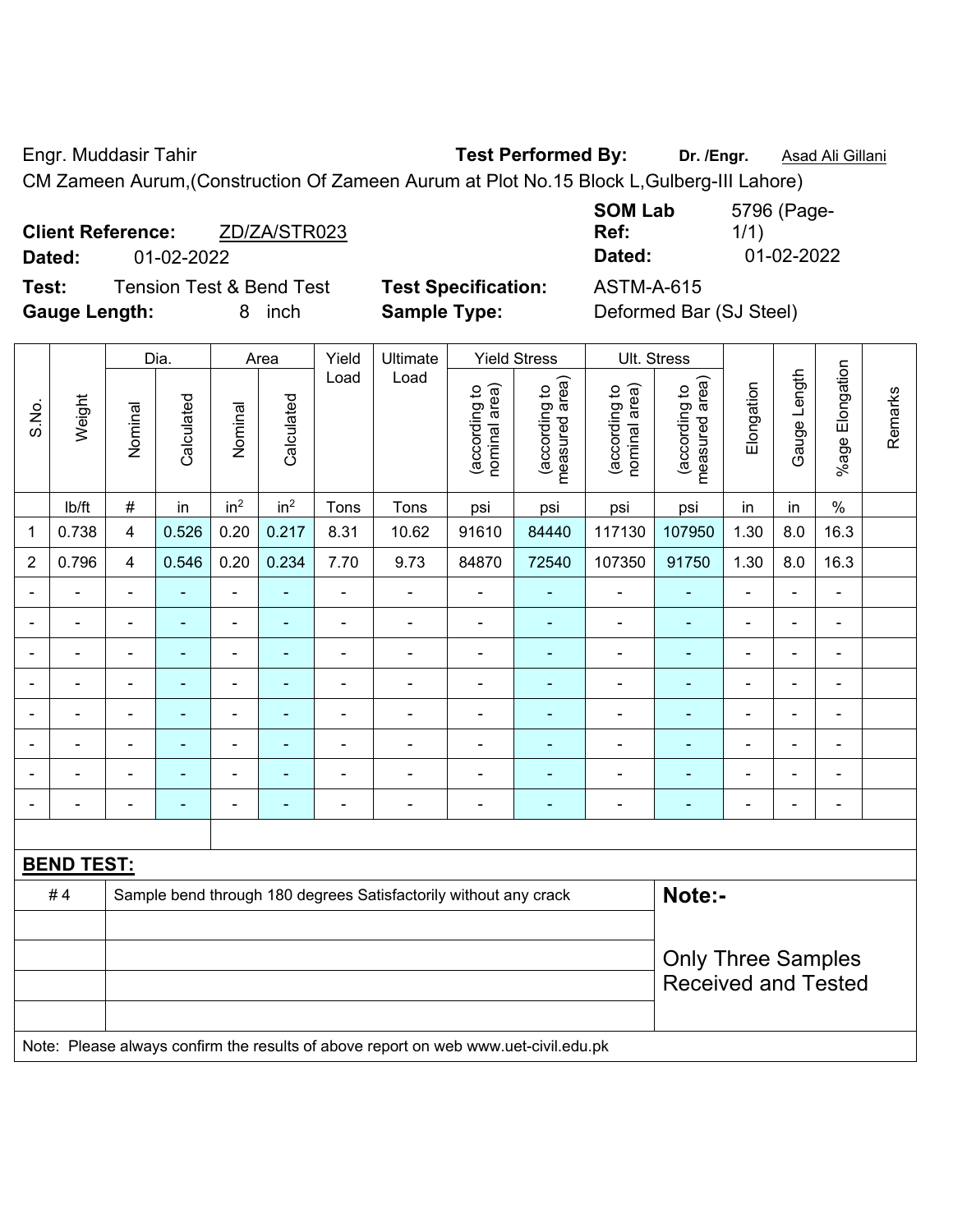Engr. Muddasir Tahir **Test Performed By:** **Dr. /Engr.** Asad Ali Gillani

CM Zameen Aurum,(Construction Of Zameen Aurum at Plot No.15 Block L,Gulberg-III Lahore)

**Client Reference:** ZD/ZA/STR023 **SOM Lab Ref:** 5796 (Page-1/1)

**Dated:** 01-02-2022 **Dated:** 01-02-2022

**Test:** Tension Test & Bend Test **Test Specification:** ASTM-A-615

**Gauge Length:** 8 inch **Sample Type:** Deformed Bar (SJ Steel)

| S.No. | Weight | Dia. | | Area | | Yield Load | Ultimate Load | Yield Stress | | Ult. Stress | | Elongation | Gauge Length | %age Elongation | Remarks |
|---|---|---|---|---|---|---|---|---|---|---|---|---|---|---|---|
| | | Nominal | Calculated | Nominal | Calculated | | | (according to nominal area) | (according to measured area) | (according to nominal area) | (according to measured area) | | | | |
| | lb/ft | # | in | $in^2$ | $in^2$ | Tons | Tons | psi | psi | psi | psi | in | in | % | |
| 1 | 0.738 | 4 | 0.526 | 0.20 | 0.217 | 8.31 | 10.62 | 91610 | 84440 | 117130 | 107950 | 1.30 | 8.0 | 16.3 | |
| 2 | 0.796 | 4 | 0.546 | 0.20 | 0.234 | 7.70 | 9.73 | 84870 | 72540 | 107350 | 91750 | 1.30 | 8.0 | 16.3 | |
| - | - | - | - | - | - | - | - | - | - | - | - | - | - | - | |
| - | - | - | - | - | - | - | - | - | - | - | - | - | - | - | |
| - | - | - | - | - | - | - | - | - | - | - | - | - | - | - | |
| - | - | - | - | - | - | - | - | - | - | - | - | - | - | - | |
| - | - | - | - | - | - | - | - | - | - | - | - | - | - | - | |
| - | - | - | - | - | - | - | - | - | - | - | - | - | - | - | |
| - | - | - | - | - | - | - | - | - | - | - | - | - | - | - | |
| - | - | - | - | - | - | - | - | - | - | - | - | - | - | - | |

**BEND TEST:**

| | | |
|---|---|---|
| # 4 | Sample bend through 180 degrees Satisfactorily without any crack | **Note:-** |
| | | Only Three Samples Received and Tested |

Note: Please always confirm the results of above report on web www.uet-civil.edu.pk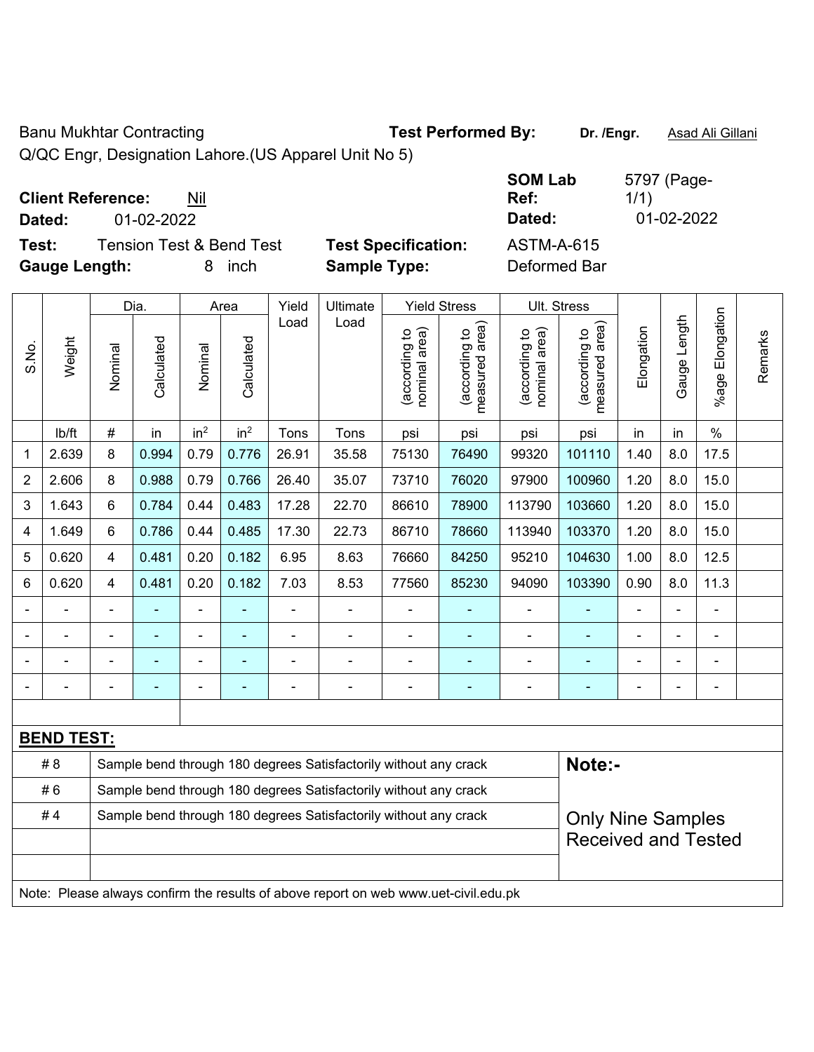Banu Mukhtar Contracting **Test Performed By:** **Dr. /Engr.** Asad Ali Gillani

Q/QC Engr, Designation Lahore.(US Apparel Unit No 5)

**Client Reference:** Nil **SOM Lab Ref:** 5797 (Page-1/1)

**Dated:** 01-02-2022 **Dated:** 01-02-2022

**Test:** Tension Test & Bend Test **Test Specification:** ASTM-A-615

**Gauge Length:** 8 inch **Sample Type:** Deformed Bar

| S.No. | Weight | Dia. | | Area | | Yield Load | Ultimate Load | Yield Stress | | Ult. Stress | | Elongation | Gauge Length | %age Elongation | Remarks |
|---|---|---|---|---|---|---|---|---|---|---|---|---|---|---|---|
| | | Nominal | Calculated | Nominal | Calculated | | | (according to nominal area) | (according to measured area) | (according to nominal area) | (according to measured area) | | | | |
| | lb/ft | # | in | $in^2$ | $in^2$ | Tons | Tons | psi | psi | psi | psi | in | in | % | |
| 1 | 2.639 | 8 | 0.994 | 0.79 | 0.776 | 26.91 | 35.58 | 75130 | 76490 | 99320 | 101110 | 1.40 | 8.0 | 17.5 | |
| 2 | 2.606 | 8 | 0.988 | 0.79 | 0.766 | 26.40 | 35.07 | 73710 | 76020 | 97900 | 100960 | 1.20 | 8.0 | 15.0 | |
| 3 | 1.643 | 6 | 0.784 | 0.44 | 0.483 | 17.28 | 22.70 | 86610 | 78900 | 113790 | 103660 | 1.20 | 8.0 | 15.0 | |
| 4 | 1.649 | 6 | 0.786 | 0.44 | 0.485 | 17.30 | 22.73 | 86710 | 78660 | 113940 | 103370 | 1.20 | 8.0 | 15.0 | |
| 5 | 0.620 | 4 | 0.481 | 0.20 | 0.182 | 6.95 | 8.63 | 76660 | 84250 | 95210 | 104630 | 1.00 | 8.0 | 12.5 | |
| 6 | 0.620 | 4 | 0.481 | 0.20 | 0.182 | 7.03 | 8.53 | 77560 | 85230 | 94090 | 103390 | 0.90 | 8.0 | 11.3 | |
| - | - | - | - | - | - | - | - | - | - | - | - | - | - | - | |
| - | - | - | - | - | - | - | - | - | - | - | - | - | - | - | |
| - | - | - | - | - | - | - | - | - | - | - | - | - | - | - | |
| - | - | - | - | - | - | - | - | - | - | - | - | - | - | - | |

**BEND TEST:**

| | | |
|---|---|---|
| # 8 | Sample bend through 180 degrees Satisfactorily without any crack | **Note:-** |
| # 6 | Sample bend through 180 degrees Satisfactorily without any crack | |
| # 4 | Sample bend through 180 degrees Satisfactorily without any crack | Only Nine Samples Received and Tested |

Note: Please always confirm the results of above report on web www.uet-civil.edu.pk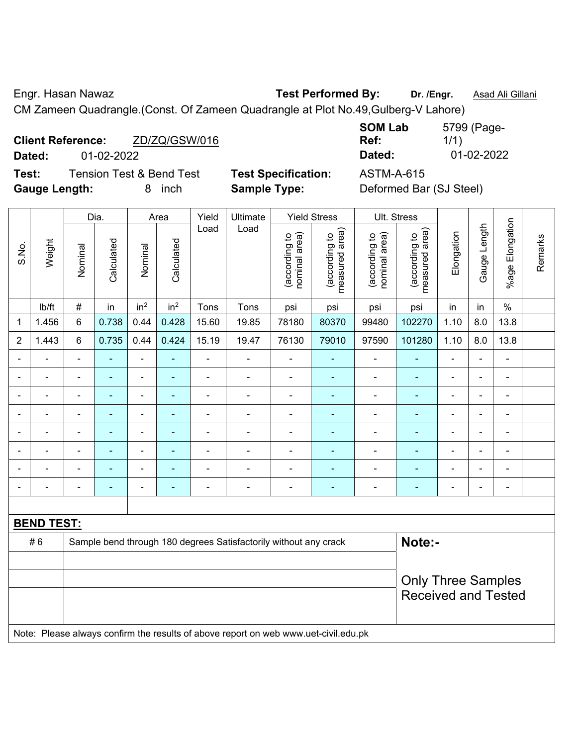Engr. Hasan Nawaz **Test Performed By:** **Dr. /Engr.** Asad Ali Gillani

CM Zameen Quadrangle.(Const. Of Zameen Quadrangle at Plot No.49,Gulberg-V Lahore)

**Client Reference:** ZD/ZQ/GSW/016 **SOM Lab Ref:** 5799 (Page-1/1)

**Dated:** 01-02-2022 **Dated:** 01-02-2022

**Test:** Tension Test & Bend Test **Test Specification:** ASTM-A-615

**Gauge Length:** 8 inch **Sample Type:** Deformed Bar (SJ Steel)

| S.No. | Weight | Dia. | | Area | | Yield Load | Ultimate Load | Yield Stress | | Ult. Stress | | Elongation | Gauge Length | %age Elongation | Remarks |
|---|---|---|---|---|---|---|---|---|---|---|---|---|---|---|---|
| | | Nominal | Calculated | Nominal | Calculated | | | (according to nominal area) | (according to measured area) | (according to nominal area) | (according to measured area) | | | | |
| | lb/ft | # | in | $in^2$ | $in^2$ | Tons | Tons | psi | psi | psi | psi | in | in | % | |
| 1 | 1.456 | 6 | 0.738 | 0.44 | 0.428 | 15.60 | 19.85 | 78180 | 80370 | 99480 | 102270 | 1.10 | 8.0 | 13.8 | |
| 2 | 1.443 | 6 | 0.735 | 0.44 | 0.424 | 15.19 | 19.47 | 76130 | 79010 | 97590 | 101280 | 1.10 | 8.0 | 13.8 | |
| - | - | - | - | - | - | - | - | - | - | - | - | - | - | - | |
| - | - | - | - | - | - | - | - | - | - | - | - | - | - | - | |
| - | - | - | - | - | - | - | - | - | - | - | - | - | - | - | |
| - | - | - | - | - | - | - | - | - | - | - | - | - | - | - | |
| - | - | - | - | - | - | - | - | - | - | - | - | - | - | - | |
| - | - | - | - | - | - | - | - | - | - | - | - | - | - | - | |
| - | - | - | - | - | - | - | - | - | - | - | - | - | - | - | |
| - | - | - | - | - | - | - | - | - | - | - | - | - | - | - | |

**BEND TEST:**

| | | |
|---|---|---|
| # 6 | Sample bend through 180 degrees Satisfactorily without any crack | **Note:-** |
| | | Only Three Samples Received and Tested |

Note: Please always confirm the results of above report on web www.uet-civil.edu.pk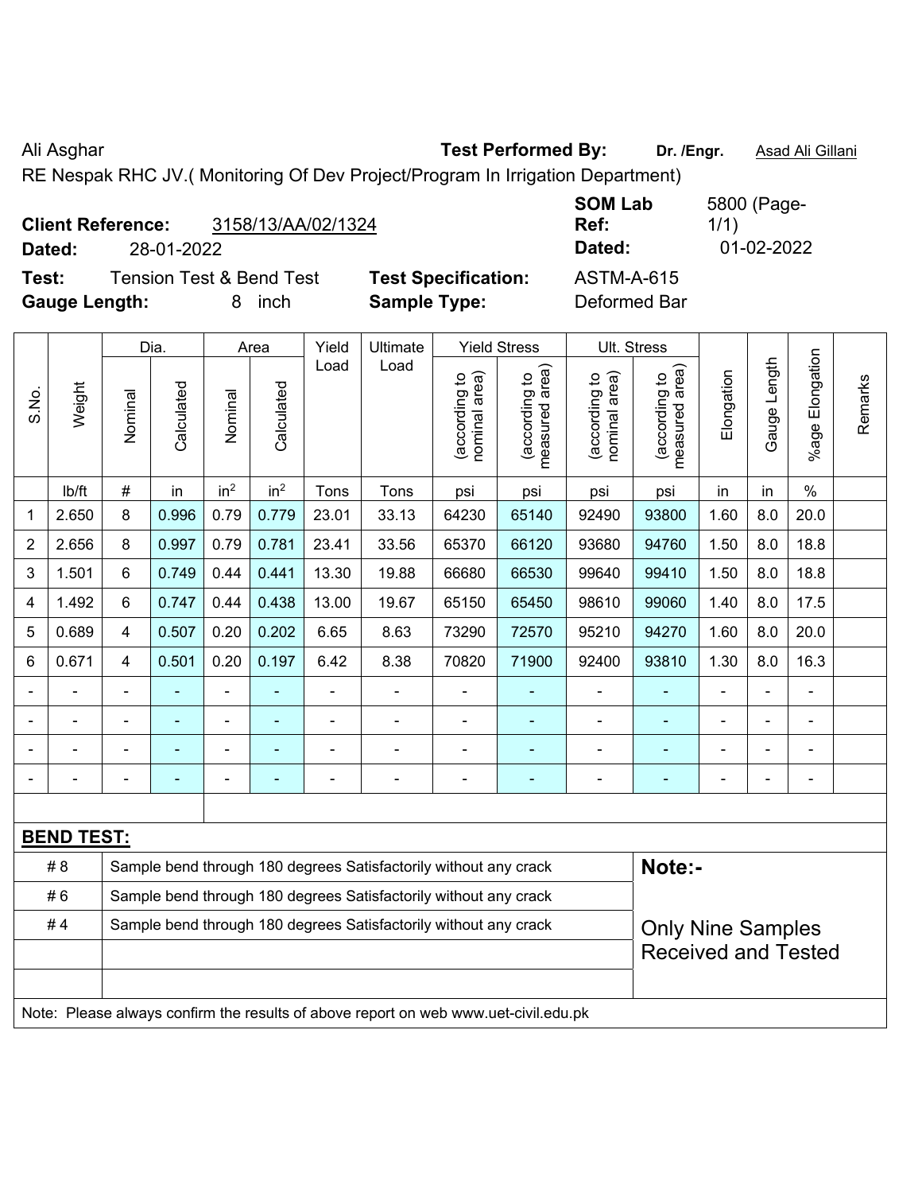Ali Asghar **Test Performed By:** **Dr. /Engr.** Asad Ali Gillani

RE Nespak RHC JV.( Monitoring Of Dev Project/Program In Irrigation Department)

**Client Reference:** 3158/13/AA/02/1324 **SOM Lab Ref:** 5800 (Page-1/1)

**Dated:** 28-01-2022 **Dated:** 01-02-2022

**Test:** Tension Test & Bend Test **Test Specification:** ASTM-A-615

**Gauge Length:** 8 inch **Sample Type:** Deformed Bar

| S.No. | Weight | Dia. | | Area | | Yield Load | Ultimate Load | Yield Stress | | Ult. Stress | | Elongation | Gauge Length | %age Elongation | Remarks |
|---|---|---|---|---|---|---|---|---|---|---|---|---|---|---|---|
| | | Nominal | Calculated | Nominal | Calculated | | | (according to nominal area) | (according to measured area) | (according to nominal area) | (according to measured area) | | | | |
| | lb/ft | # | in | in² | in² | Tons | Tons | psi | psi | psi | psi | in | in | % | |
| 1 | 2.650 | 8 | 0.996 | 0.79 | 0.779 | 23.01 | 33.13 | 64230 | 65140 | 92490 | 93800 | 1.60 | 8.0 | 20.0 | |
| 2 | 2.656 | 8 | 0.997 | 0.79 | 0.781 | 23.41 | 33.56 | 65370 | 66120 | 93680 | 94760 | 1.50 | 8.0 | 18.8 | |
| 3 | 1.501 | 6 | 0.749 | 0.44 | 0.441 | 13.30 | 19.88 | 66680 | 66530 | 99640 | 99410 | 1.50 | 8.0 | 18.8 | |
| 4 | 1.492 | 6 | 0.747 | 0.44 | 0.438 | 13.00 | 19.67 | 65150 | 65450 | 98610 | 99060 | 1.40 | 8.0 | 17.5 | |
| 5 | 0.689 | 4 | 0.507 | 0.20 | 0.202 | 6.65 | 8.63 | 73290 | 72570 | 95210 | 94270 | 1.60 | 8.0 | 20.0 | |
| 6 | 0.671 | 4 | 0.501 | 0.20 | 0.197 | 6.42 | 8.38 | 70820 | 71900 | 92400 | 93810 | 1.30 | 8.0 | 16.3 | |
| - | - | - | - | - | - | - | - | - | - | - | - | - | - | - | |
| - | - | - | - | - | - | - | - | - | - | - | - | - | - | - | |
| - | - | - | - | - | - | - | - | - | - | - | - | - | - | - | |
| - | - | - | - | - | - | - | - | - | - | - | - | - | - | - | |

**BEND TEST:**

| | | |
|---|---|---|
| # 8 | Sample bend through 180 degrees Satisfactorily without any crack | **Note:-** |
| # 6 | Sample bend through 180 degrees Satisfactorily without any crack | |
| # 4 | Sample bend through 180 degrees Satisfactorily without any crack | Only Nine Samples Received and Tested |

Note: Please always confirm the results of above report on web www.uet-civil.edu.pk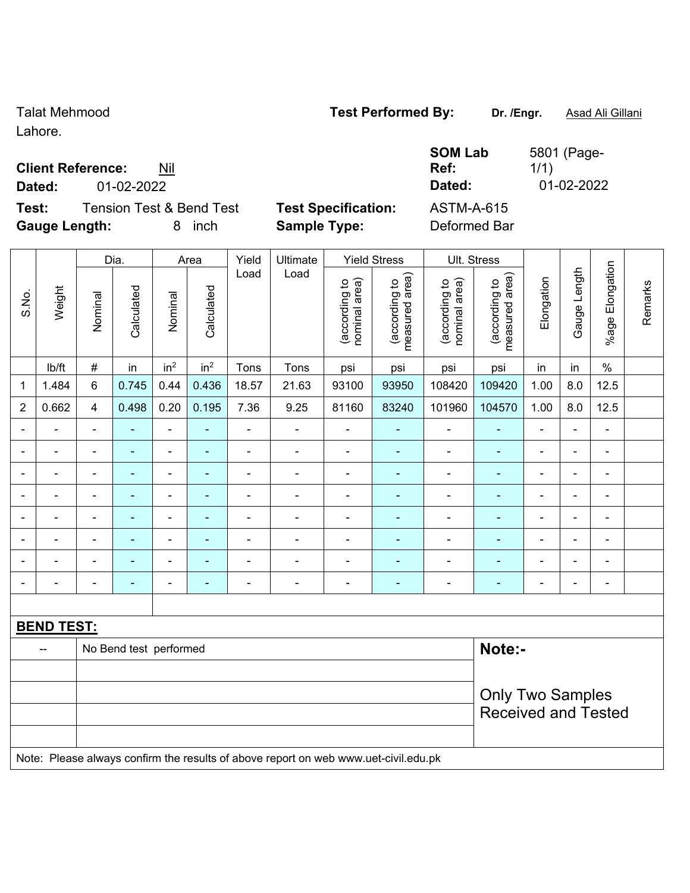Talat Mehmood
Lahore.

**Test Performed By:** **Dr. /Engr.** Asad Ali Gillani

**Client Reference:** Nil
**Dated:** 01-02-2022

**SOM Lab Ref:** 5801 (Page-1/1)
**Dated:** 01-02-2022

**Test:** Tension Test & Bend Test
**Gauge Length:** 8 inch

**Test Specification:** ASTM-A-615
**Sample Type:** Deformed Bar

| S.No. | Weight | Dia. | | Area | | Yield Load | Ultimate Load | Yield Stress | | Ult. Stress | | Elongation | Gauge Length | %age Elongation | Remarks |
|---|---|---|---|---|---|---|---|---|---|---|---|---|---|---|---|
| | | Nominal | Calculated | Nominal | Calculated | | | (according to nominal area) | (according to measured area) | (according to nominal area) | (according to measured area) | | | | |
| | lb/ft | # | in | $in^2$ | $in^2$ | Tons | Tons | psi | psi | psi | psi | in | in | % | |
| 1 | 1.484 | 6 | 0.745 | 0.44 | 0.436 | 18.57 | 21.63 | 93100 | 93950 | 108420 | 109420 | 1.00 | 8.0 | 12.5 | |
| 2 | 0.662 | 4 | 0.498 | 0.20 | 0.195 | 7.36 | 9.25 | 81160 | 83240 | 101960 | 104570 | 1.00 | 8.0 | 12.5 | |
| - | - | - | - | - | - | - | - | - | - | - | - | - | - | - | |
| - | - | - | - | - | - | - | - | - | - | - | - | - | - | - | |
| - | - | - | - | - | - | - | - | - | - | - | - | - | - | - | |
| - | - | - | - | - | - | - | - | - | - | - | - | - | - | - | |
| - | - | - | - | - | - | - | - | - | - | - | - | - | - | - | |
| - | - | - | - | - | - | - | - | - | - | - | - | - | - | - | |
| - | - | - | - | - | - | - | - | - | - | - | - | - | - | - | |
| - | - | - | - | - | - | - | - | - | - | - | - | - | - | - | |

**BEND TEST:**

| | | |
|---|---|---|
| -- | No Bend test performed | **Note:-** |
| | | Only Two Samples Received and Tested |

Note: Please always confirm the results of above report on web www.uet-civil.edu.pk